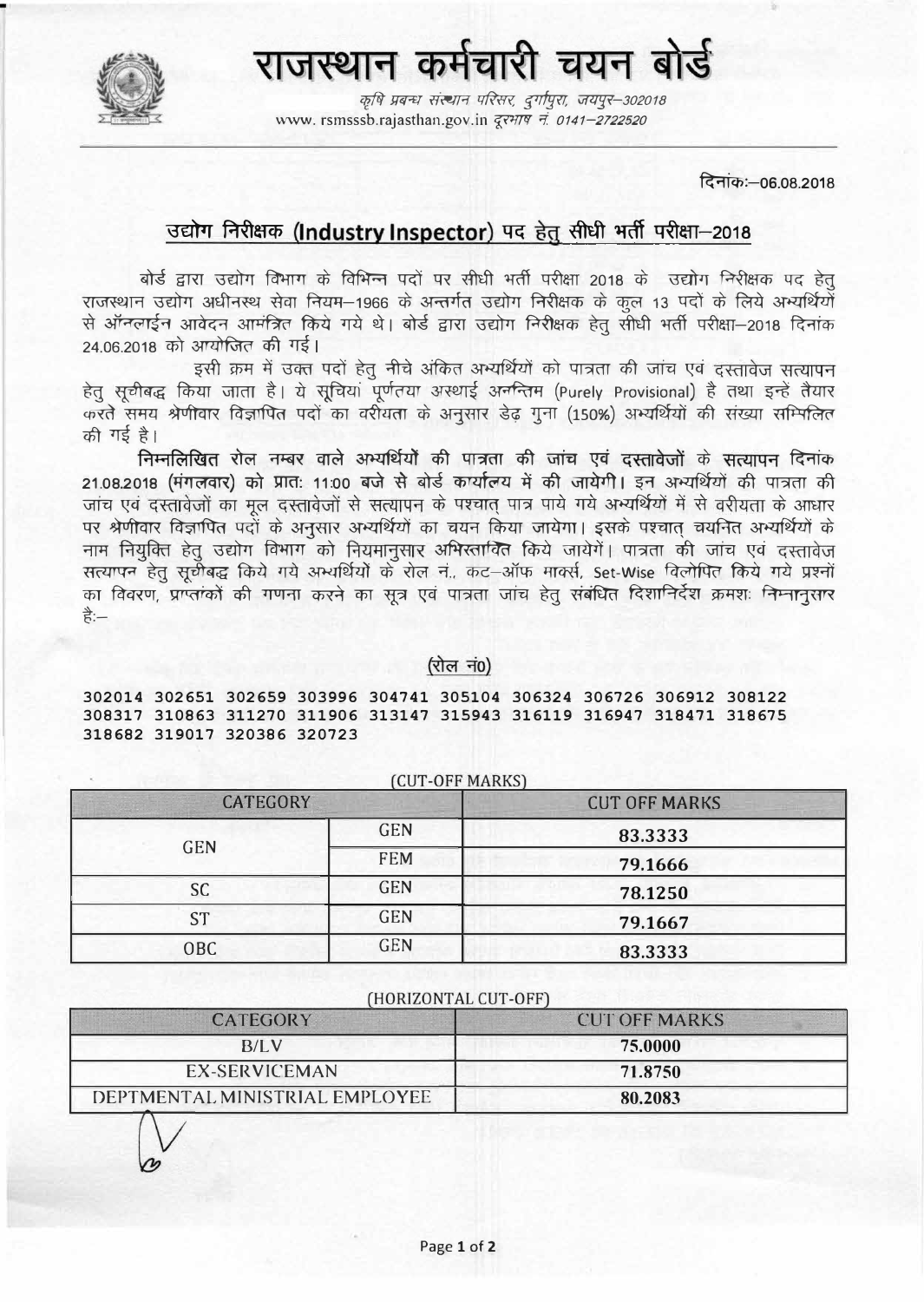# राजस्थान कर्मचारी चयन बोर्ड

*कृषि प्रबन्ध संस्थान परिसर, दुर्गापुरा, जयपुर–302018*
www. rsmsssb.rajasthan.gov.in *दूरभाष नं. 0141–2722520*

दिनांकः–06.08.2018

## उद्योग निरीक्षक (Industry Inspector) पद हेतु सीधी भर्ती परीक्षा–2018

बोर्ड द्वारा उद्योग विभाग के विभिन्न पदों पर सीधी भर्ती परीक्षा 2018 के उद्योग निरीक्षक पद हेतु राजस्थान उद्योग अधीनस्थ सेवा नियम–1966 के अन्तर्गत उद्योग निरीक्षक के कुल 13 पदों के लिये अभ्यर्थियों से ऑनलाईन आवेदन आमन्त्रित किये गये थे। बोर्ड द्वारा उद्योग निरीक्षक हेतु सीधी भर्ती परीक्षा–2018 दिनांक 24.06.2018 को आयोजित की गई।

इसी क्रम में उक्त पदों हेतु नीचे अंकित अभ्यर्थियों को पात्रता की जांच एवं दस्तावेज सत्यापन हेतु सूचीबद्ध किया जाता है। ये सूचियां पूर्णतया अस्थाई अनन्तिम (Purely Provisional) है तथा इन्हें तैयार करते समय श्रेणीवार विज्ञापित पदों का वरीयता के अनुसार डेढ़ गुना (150%) अभ्यर्थियों की संख्या सम्मिलित की गई है।

**निम्नलिखित रोल नम्बर वाले अभ्यर्थियों की पात्रता की जांच एवं दस्तावेजों के सत्यापन दिनांक 21.08.2018 (मंगलवार) को प्रातः 11:00 बजे से बोर्ड कार्यालय में की जायेगी।** इन अभ्यर्थियों की पात्रता की जांच एवं दस्तावेजों का मूल दस्तावेजों से सत्यापन के पश्चात् पात्र पाये गये अभ्यर्थियों में से वरीयता के आधार पर श्रेणीवार विज्ञापित पदों के अनुसार अभ्यर्थियों का चयन किया जायेगा। इसके पश्चात् चयनित अभ्यर्थियों के नाम नियुक्ति हेतु उद्योग विभाग को नियमानुसार अभिरतावित किये जायेगें। पात्रता की जांच एवं दस्तावेज सत्यापन हेतु सूचीबद्ध किये गये अभ्यर्थियों के रोल नं., कट–ऑफ मार्क्स, Set-Wise विलोपित किये गये प्रश्नों का विवरण, प्राप्तांकों की गणना करने का सूत्र एवं पात्रता जांच हेतु संबंधित दिशानिर्देश क्रमशः निम्नानुसार है:–

### (रोल नं0)

**302014 302651 302659 303996 304741 305104 306324 306726 306912 308122 308317 310863 311270 311906 313147 315943 316119 316947 318471 318675 318682 319017 320386 320723**

(CUT-OFF MARKS)

| CATEGORY | | CUT OFF MARKS |
|---|---|---|
| GEN | GEN | 83.3333 |
| | FEM | 79.1666 |
| SC | GEN | 78.1250 |
| ST | GEN | 79.1667 |
| OBC | GEN | 83.3333 |

(HORIZONTAL CUT-OFF)

| CATEGORY | CUT OFF MARKS |
|---|---|
| B/LV | 75.0000 |
| EX-SERVICEMAN | 71.8750 |
| DEPTMENTAL MINISTRIAL EMPLOYEE | 80.2083 |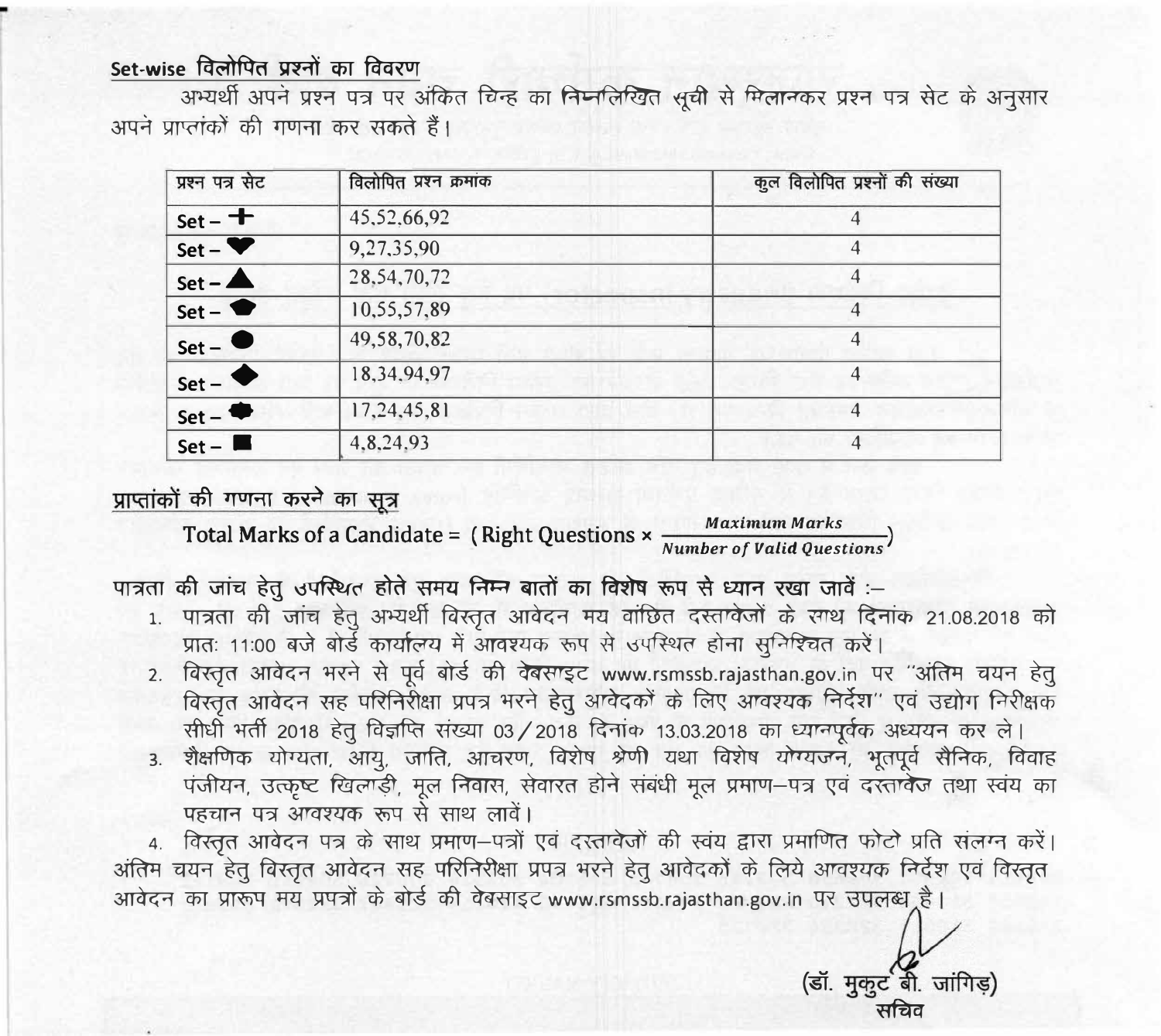**Set-wise विलोपित प्रश्नों का विवरण**

अभ्यर्थी अपने प्रश्न पत्र पर अंकित चिन्ह का निम्नलिखित सूची से मिलानकर प्रश्न पत्र सेट के अनुसार अपने प्राप्तांकों की गणना कर सकते हैं।

| प्रश्न पत्र सेट | विलोपित प्रश्न क्रमांक | कुल विलोपित प्रश्नों की संख्या |
|---|---|---|
| Set – ✚ | 45,52,66,92 | 4 |
| Set – ♥ | 9,27,35,90 | 4 |
| Set – ▲ | 28,54,70,72 | 4 |
| Set – ⬟ | 10,55,57,89 | 4 |
| Set – ● | 49,58,70,82 | 4 |
| Set – ◆ | 18,34,94,97 | 4 |
| Set – ✹ | 17,24,45,81 | 4 |
| Set – ■ | 4,8,24,93 | 4 |

**प्राप्तांकों की गणना करने का सूत्र**

$$\text{Total Marks of a Candidate} = \left(\text{Right Questions} \times \frac{\textit{Maximum Marks}}{\textit{Number of Valid Questions}}\right)$$

**पात्रता की जांच हेतु उपस्थित होते समय निम्न बातों का विशेष रूप से ध्यान रखा जावें :–**

1. पात्रता की जांच हेतु अभ्यर्थी विस्तृत आवेदन मय वांछित दस्तावेजों के साथ दिनांक 21.08.2018 को प्रातः 11:00 बजे बोर्ड कार्यालय में आवश्यक रूप से उपस्थित होना सुनिश्चित करें।
2. विस्तृत आवेदन भरने से पूर्व बोर्ड की वेबसाइट www.rsmssb.rajasthan.gov.in पर "अंतिम चयन हेतु विस्तृत आवेदन सह परिनिरीक्षा प्रपत्र भरने हेतु आवेदकों के लिए आवश्यक निर्देश" एवं उद्योग निरीक्षक सीधी भर्ती 2018 हेतु विज्ञप्ति संख्या 03/2018 दिनांक 13.03.2018 का ध्यानपूर्वक अध्ययन कर ले।
3. शैक्षणिक योग्यता, आयु, जाति, आचरण, विशेष श्रेणी यथा विशेष योग्यजन, भूतपूर्व सैनिक, विवाह पंजीयन, उत्कृष्ट खिलाड़ी, मूल निवास, सेवारत होने संबंधी मूल प्रमाण–पत्र एवं दस्तावेज तथा स्वंय का पहचान पत्र आवश्यक रूप से साथ लावें।
4. विस्तृत आवेदन पत्र के साथ प्रमाण–पत्रों एवं दस्तावेजों की स्वंय द्वारा प्रमाणित फोटो प्रति संलग्न करें।

अंतिम चयन हेतु विस्तृत आवेदन सह परिनिरीक्षा प्रपत्र भरने हेतु आवेदकों के लिये आवश्यक निर्देश एवं विस्तृत आवेदन का प्रारूप मय प्रपत्रों के बोर्ड की वेबसाइट www.rsmssb.rajasthan.gov.in पर उपलब्ध है।

(डॉ. मुकुट बी. जांगिड़)
सचिव